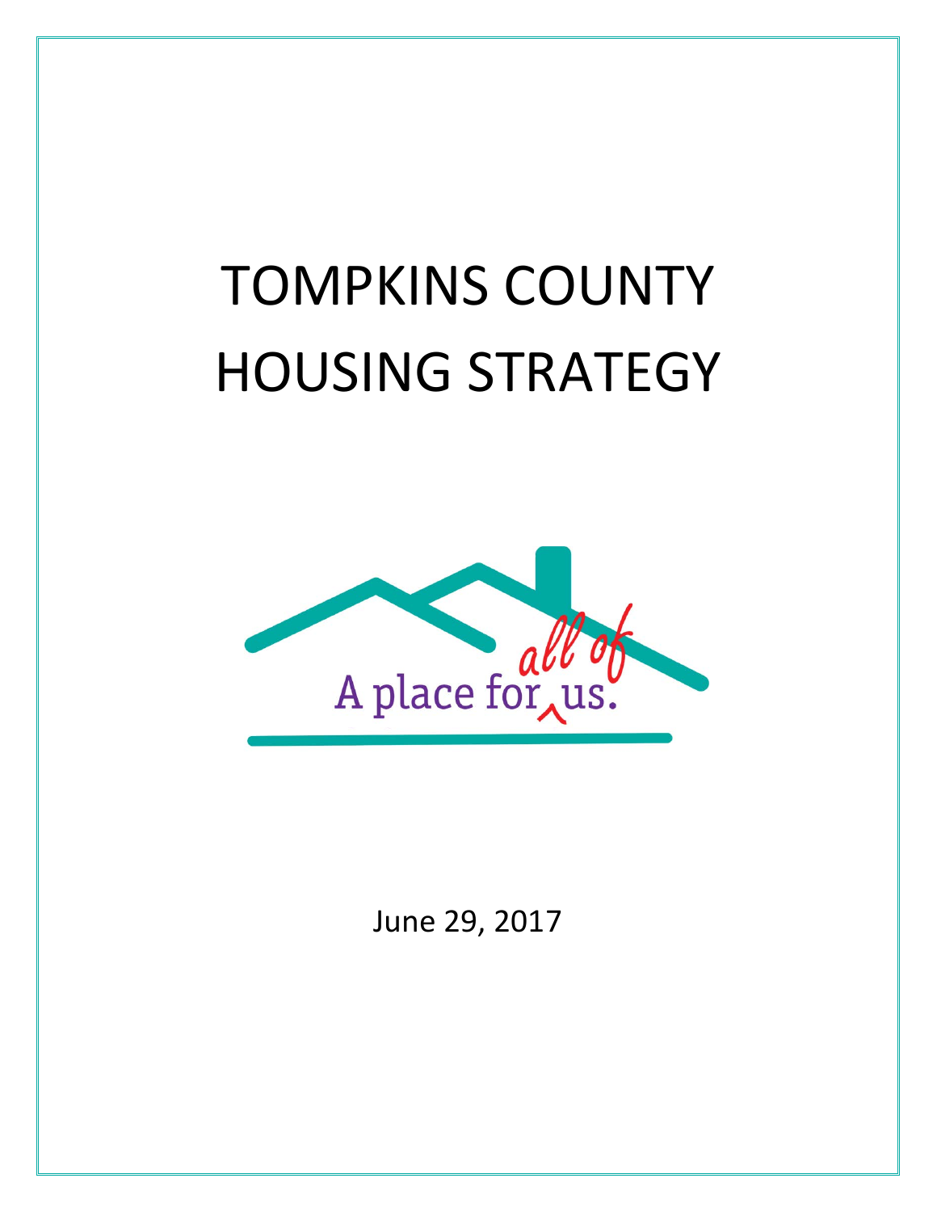# TOMPKINS COUNTY HOUSING STRATEGY

A place for all of us.

June 29, 2017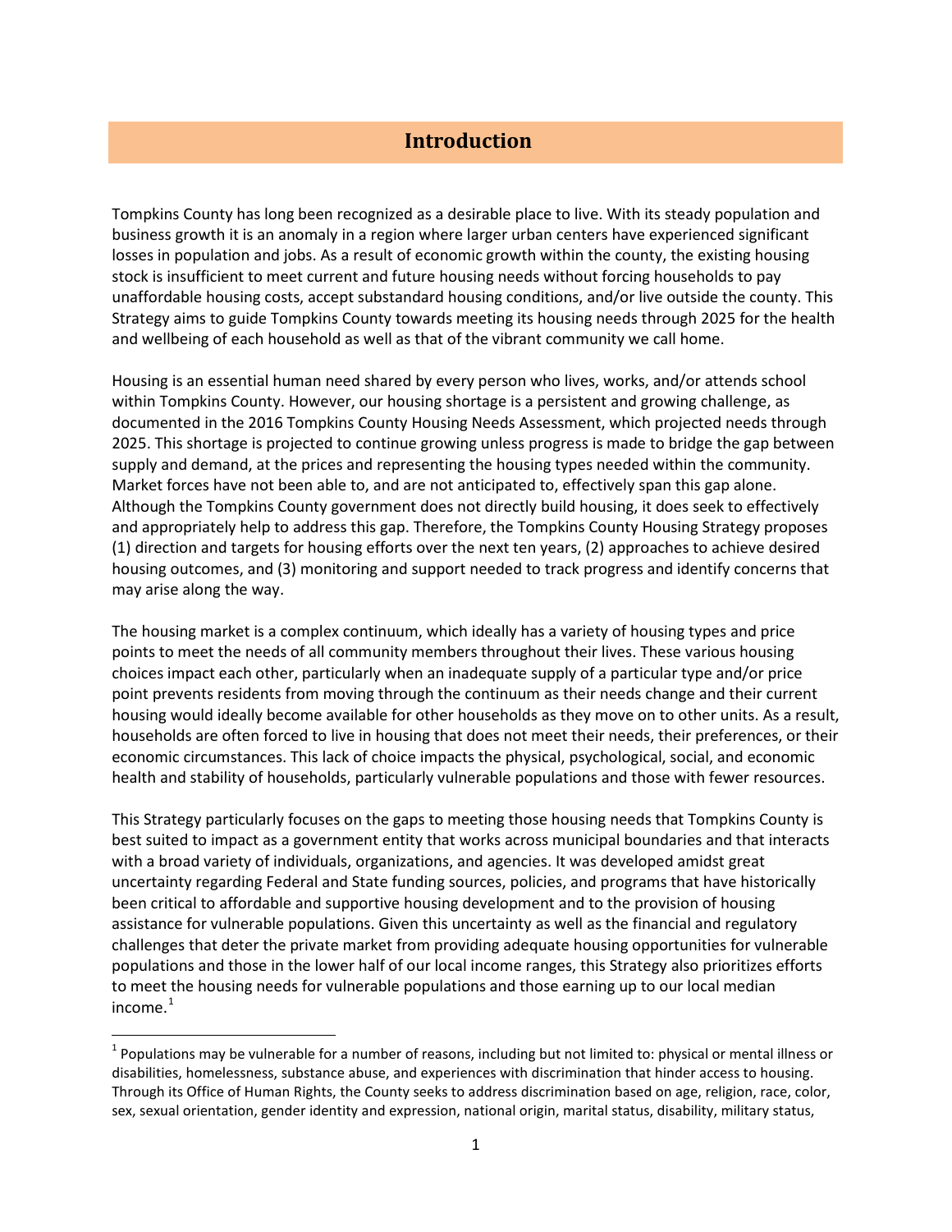# Introduction

Tompkins County has long been recognized as a desirable place to live. With its steady population and business growth it is an anomaly in a region where larger urban centers have experienced significant losses in population and jobs. As a result of economic growth within the county, the existing housing stock is insufficient to meet current and future housing needs without forcing households to pay unaffordable housing costs, accept substandard housing conditions, and/or live outside the county. This Strategy aims to guide Tompkins County towards meeting its housing needs through 2025 for the health and wellbeing of each household as well as that of the vibrant community we call home.

Housing is an essential human need shared by every person who lives, works, and/or attends school within Tompkins County. However, our housing shortage is a persistent and growing challenge, as documented in the 2016 Tompkins County Housing Needs Assessment, which projected needs through 2025. This shortage is projected to continue growing unless progress is made to bridge the gap between supply and demand, at the prices and representing the housing types needed within the community. Market forces have not been able to, and are not anticipated to, effectively span this gap alone. Although the Tompkins County government does not directly build housing, it does seek to effectively and appropriately help to address this gap. Therefore, the Tompkins County Housing Strategy proposes (1) direction and targets for housing efforts over the next ten years, (2) approaches to achieve desired housing outcomes, and (3) monitoring and support needed to track progress and identify concerns that may arise along the way.

The housing market is a complex continuum, which ideally has a variety of housing types and price points to meet the needs of all community members throughout their lives. These various housing choices impact each other, particularly when an inadequate supply of a particular type and/or price point prevents residents from moving through the continuum as their needs change and their current housing would ideally become available for other households as they move on to other units. As a result, households are often forced to live in housing that does not meet their needs, their preferences, or their economic circumstances. This lack of choice impacts the physical, psychological, social, and economic health and stability of households, particularly vulnerable populations and those with fewer resources.

This Strategy particularly focuses on the gaps to meeting those housing needs that Tompkins County is best suited to impact as a government entity that works across municipal boundaries and that interacts with a broad variety of individuals, organizations, and agencies. It was developed amidst great uncertainty regarding Federal and State funding sources, policies, and programs that have historically been critical to affordable and supportive housing development and to the provision of housing assistance for vulnerable populations. Given this uncertainty as well as the financial and regulatory challenges that deter the private market from providing adequate housing opportunities for vulnerable populations and those in the lower half of our local income ranges, this Strategy also prioritizes efforts to meet the housing needs for vulnerable populations and those earning up to our local median income.[1]

[1] Populations may be vulnerable for a number of reasons, including but not limited to: physical or mental illness or disabilities, homelessness, substance abuse, and experiences with discrimination that hinder access to housing. Through its Office of Human Rights, the County seeks to address discrimination based on age, religion, race, color, sex, sexual orientation, gender identity and expression, national origin, marital status, disability, military status,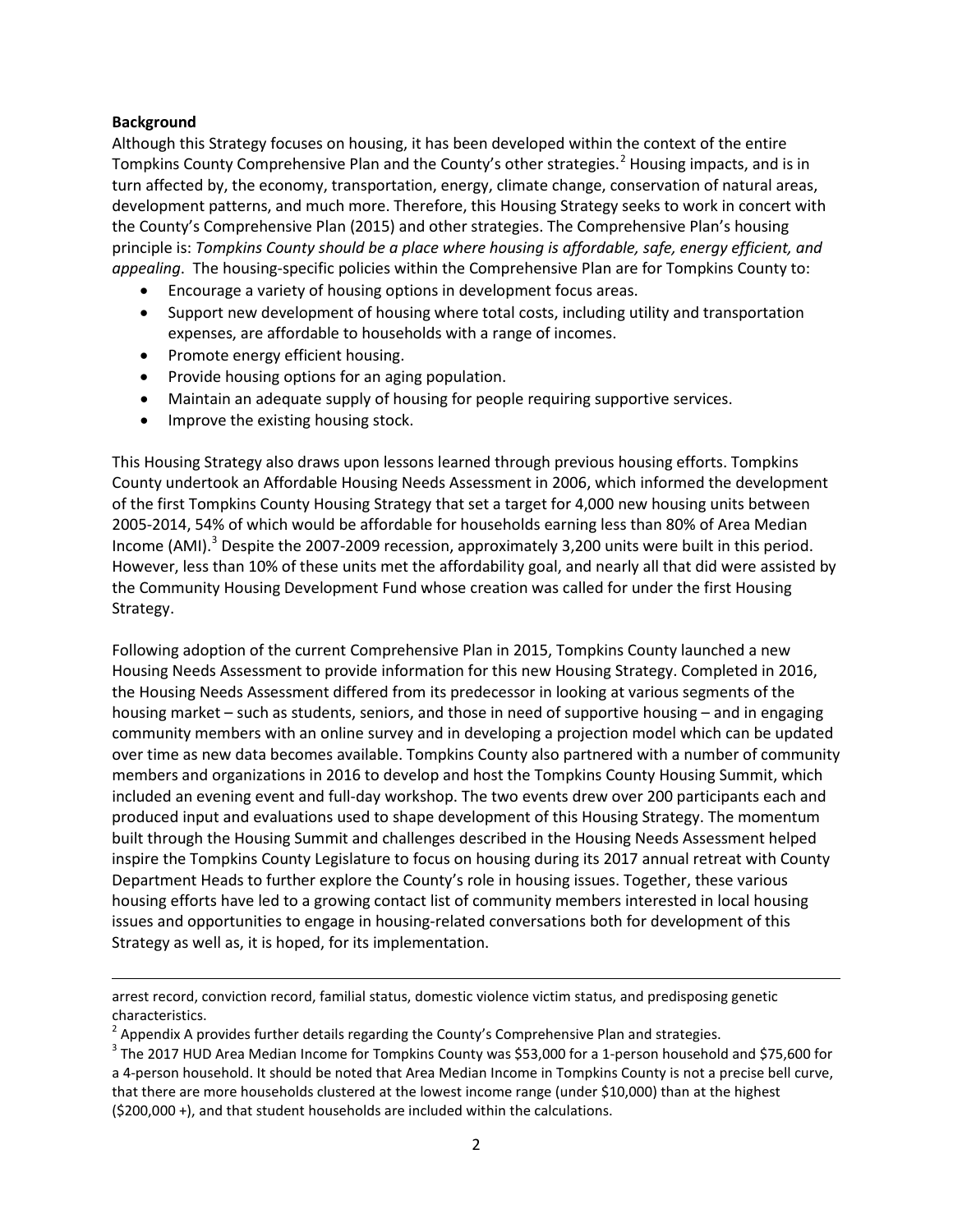**Background**

Although this Strategy focuses on housing, it has been developed within the context of the entire Tompkins County Comprehensive Plan and the County's other strategies.[2] Housing impacts, and is in turn affected by, the economy, transportation, energy, climate change, conservation of natural areas, development patterns, and much more. Therefore, this Housing Strategy seeks to work in concert with the County's Comprehensive Plan (2015) and other strategies. The Comprehensive Plan's housing principle is: *Tompkins County should be a place where housing is affordable, safe, energy efficient, and appealing*. The housing-specific policies within the Comprehensive Plan are for Tompkins County to:

- Encourage a variety of housing options in development focus areas.
- Support new development of housing where total costs, including utility and transportation expenses, are affordable to households with a range of incomes.
- Promote energy efficient housing.
- Provide housing options for an aging population.
- Maintain an adequate supply of housing for people requiring supportive services.
- Improve the existing housing stock.

This Housing Strategy also draws upon lessons learned through previous housing efforts. Tompkins County undertook an Affordable Housing Needs Assessment in 2006, which informed the development of the first Tompkins County Housing Strategy that set a target for 4,000 new housing units between 2005-2014, 54% of which would be affordable for households earning less than 80% of Area Median Income (AMI).[3] Despite the 2007-2009 recession, approximately 3,200 units were built in this period. However, less than 10% of these units met the affordability goal, and nearly all that did were assisted by the Community Housing Development Fund whose creation was called for under the first Housing Strategy.

Following adoption of the current Comprehensive Plan in 2015, Tompkins County launched a new Housing Needs Assessment to provide information for this new Housing Strategy. Completed in 2016, the Housing Needs Assessment differed from its predecessor in looking at various segments of the housing market – such as students, seniors, and those in need of supportive housing – and in engaging community members with an online survey and in developing a projection model which can be updated over time as new data becomes available. Tompkins County also partnered with a number of community members and organizations in 2016 to develop and host the Tompkins County Housing Summit, which included an evening event and full-day workshop. The two events drew over 200 participants each and produced input and evaluations used to shape development of this Housing Strategy. The momentum built through the Housing Summit and challenges described in the Housing Needs Assessment helped inspire the Tompkins County Legislature to focus on housing during its 2017 annual retreat with County Department Heads to further explore the County's role in housing issues. Together, these various housing efforts have led to a growing contact list of community members interested in local housing issues and opportunities to engage in housing-related conversations both for development of this Strategy as well as, it is hoped, for its implementation.

---

arrest record, conviction record, familial status, domestic violence victim status, and predisposing genetic characteristics.

[2] Appendix A provides further details regarding the County's Comprehensive Plan and strategies.

[3] The 2017 HUD Area Median Income for Tompkins County was $53,000 for a 1-person household and $75,600 for a 4-person household. It should be noted that Area Median Income in Tompkins County is not a precise bell curve, that there are more households clustered at the lowest income range (under $10,000) than at the highest ($200,000 +), and that student households are included within the calculations.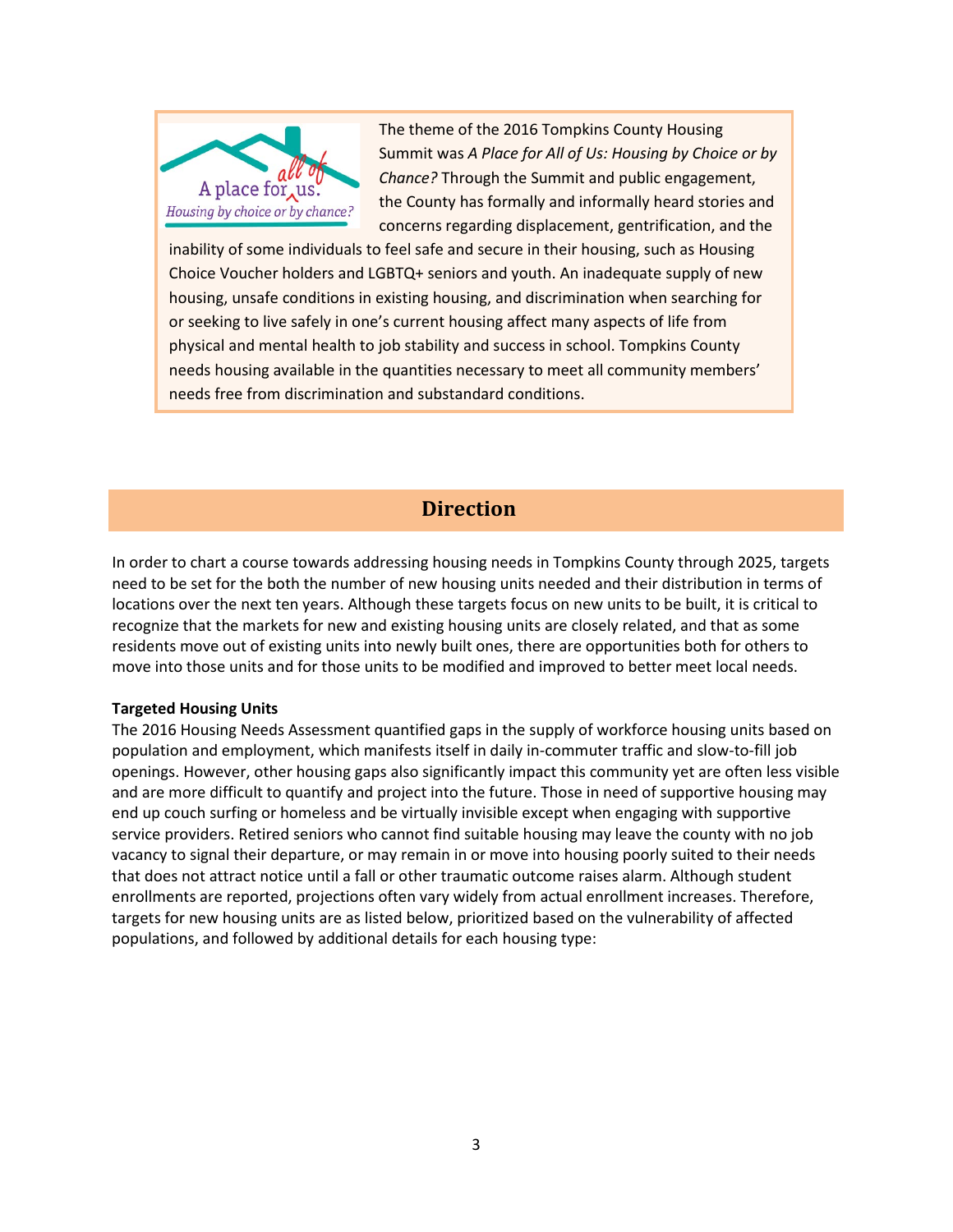The theme of the 2016 Tompkins County Housing Summit was *A Place for All of Us: Housing by Choice or by Chance?* Through the Summit and public engagement, the County has formally and informally heard stories and concerns regarding displacement, gentrification, and the inability of some individuals to feel safe and secure in their housing, such as Housing Choice Voucher holders and LGBTQ+ seniors and youth. An inadequate supply of new housing, unsafe conditions in existing housing, and discrimination when searching for or seeking to live safely in one's current housing affect many aspects of life from physical and mental health to job stability and success in school. Tompkins County needs housing available in the quantities necessary to meet all community members' needs free from discrimination and substandard conditions.

## Direction

In order to chart a course towards addressing housing needs in Tompkins County through 2025, targets need to be set for the both the number of new housing units needed and their distribution in terms of locations over the next ten years. Although these targets focus on new units to be built, it is critical to recognize that the markets for new and existing housing units are closely related, and that as some residents move out of existing units into newly built ones, there are opportunities both for others to move into those units and for those units to be modified and improved to better meet local needs.

**Targeted Housing Units**

The 2016 Housing Needs Assessment quantified gaps in the supply of workforce housing units based on population and employment, which manifests itself in daily in-commuter traffic and slow-to-fill job openings. However, other housing gaps also significantly impact this community yet are often less visible and are more difficult to quantify and project into the future. Those in need of supportive housing may end up couch surfing or homeless and be virtually invisible except when engaging with supportive service providers. Retired seniors who cannot find suitable housing may leave the county with no job vacancy to signal their departure, or may remain in or move into housing poorly suited to their needs that does not attract notice until a fall or other traumatic outcome raises alarm. Although student enrollments are reported, projections often vary widely from actual enrollment increases. Therefore, targets for new housing units are as listed below, prioritized based on the vulnerability of affected populations, and followed by additional details for each housing type: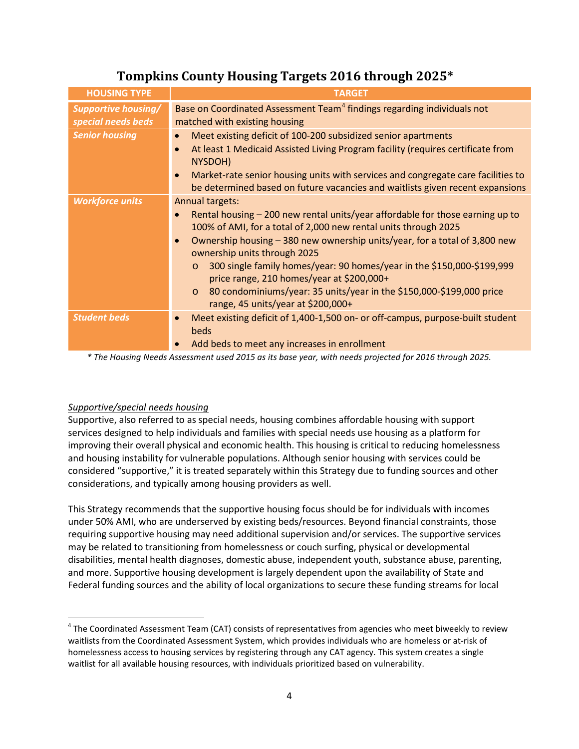## Tompkins County Housing Targets 2016 through 2025*

| HOUSING TYPE | TARGET |
|---|---|
| ***Supportive housing/ special needs beds*** | Base on Coordinated Assessment Team[4] findings regarding individuals not matched with existing housing |
| ***Senior housing*** | • Meet existing deficit of 100-200 subsidized senior apartments<br>• At least 1 Medicaid Assisted Living Program facility (requires certificate from NYSDOH)<br>• Market-rate senior housing units with services and congregate care facilities to be determined based on future vacancies and waitlists given recent expansions |
| ***Workforce units*** | Annual targets:<br>• Rental housing – 200 new rental units/year affordable for those earning up to 100% of AMI, for a total of 2,000 new rental units through 2025<br>• Ownership housing – 380 new ownership units/year, for a total of 3,800 new ownership units through 2025<br>&nbsp;&nbsp;&nbsp;&nbsp;o 300 single family homes/year: 90 homes/year in the $150,000-$199,999 price range, 210 homes/year at $200,000+<br>&nbsp;&nbsp;&nbsp;&nbsp;o 80 condominiums/year: 35 units/year in the $150,000-$199,000 price range, 45 units/year at $200,000+ |
| ***Student beds*** | • Meet existing deficit of 1,400-1,500 on- or off-campus, purpose-built student beds<br>• Add beds to meet any increases in enrollment |

*\* The Housing Needs Assessment used 2015 as its base year, with needs projected for 2016 through 2025.*

<u>Supportive/special needs housing</u>

Supportive, also referred to as special needs, housing combines affordable housing with support services designed to help individuals and families with special needs use housing as a platform for improving their overall physical and economic health. This housing is critical to reducing homelessness and housing instability for vulnerable populations. Although senior housing with services could be considered "supportive," it is treated separately within this Strategy due to funding sources and other considerations, and typically among housing providers as well.

This Strategy recommends that the supportive housing focus should be for individuals with incomes under 50% AMI, who are underserved by existing beds/resources. Beyond financial constraints, those requiring supportive housing may need additional supervision and/or services. The supportive services may be related to transitioning from homelessness or couch surfing, physical or developmental disabilities, mental health diagnoses, domestic abuse, independent youth, substance abuse, parenting, and more. Supportive housing development is largely dependent upon the availability of State and Federal funding sources and the ability of local organizations to secure these funding streams for local

[4] The Coordinated Assessment Team (CAT) consists of representatives from agencies who meet biweekly to review waitlists from the Coordinated Assessment System, which provides individuals who are homeless or at-risk of homelessness access to housing services by registering through any CAT agency. This system creates a single waitlist for all available housing resources, with individuals prioritized based on vulnerability.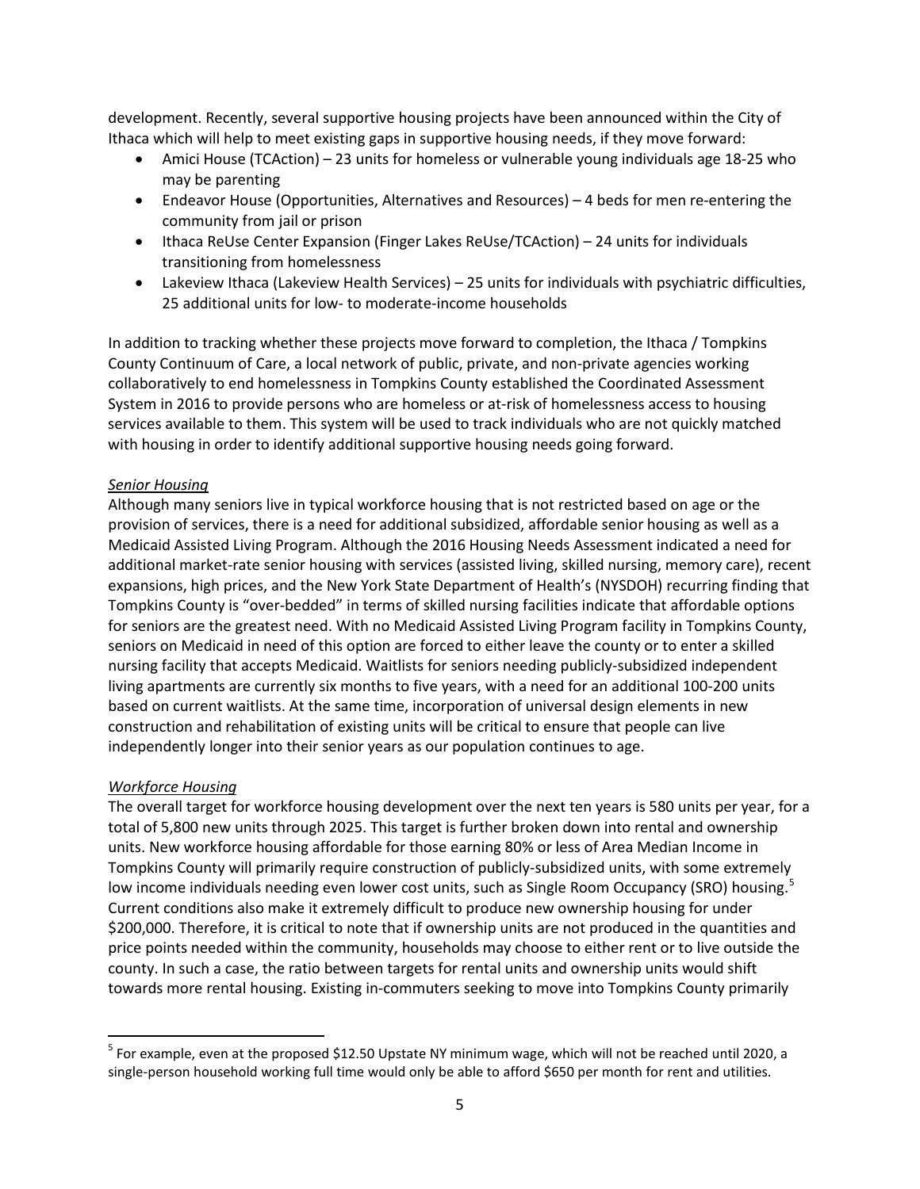development. Recently, several supportive housing projects have been announced within the City of Ithaca which will help to meet existing gaps in supportive housing needs, if they move forward:

- Amici House (TCAction) – 23 units for homeless or vulnerable young individuals age 18-25 who may be parenting
- Endeavor House (Opportunities, Alternatives and Resources) – 4 beds for men re-entering the community from jail or prison
- Ithaca ReUse Center Expansion (Finger Lakes ReUse/TCAction) – 24 units for individuals transitioning from homelessness
- Lakeview Ithaca (Lakeview Health Services) – 25 units for individuals with psychiatric difficulties, 25 additional units for low- to moderate-income households

In addition to tracking whether these projects move forward to completion, the Ithaca / Tompkins County Continuum of Care, a local network of public, private, and non-private agencies working collaboratively to end homelessness in Tompkins County established the Coordinated Assessment System in 2016 to provide persons who are homeless or at-risk of homelessness access to housing services available to them. This system will be used to track individuals who are not quickly matched with housing in order to identify additional supportive housing needs going forward.

*Senior Housing*

Although many seniors live in typical workforce housing that is not restricted based on age or the provision of services, there is a need for additional subsidized, affordable senior housing as well as a Medicaid Assisted Living Program. Although the 2016 Housing Needs Assessment indicated a need for additional market-rate senior housing with services (assisted living, skilled nursing, memory care), recent expansions, high prices, and the New York State Department of Health's (NYSDOH) recurring finding that Tompkins County is "over-bedded" in terms of skilled nursing facilities indicate that affordable options for seniors are the greatest need. With no Medicaid Assisted Living Program facility in Tompkins County, seniors on Medicaid in need of this option are forced to either leave the county or to enter a skilled nursing facility that accepts Medicaid. Waitlists for seniors needing publicly-subsidized independent living apartments are currently six months to five years, with a need for an additional 100-200 units based on current waitlists. At the same time, incorporation of universal design elements in new construction and rehabilitation of existing units will be critical to ensure that people can live independently longer into their senior years as our population continues to age.

*Workforce Housing*

The overall target for workforce housing development over the next ten years is 580 units per year, for a total of 5,800 new units through 2025. This target is further broken down into rental and ownership units. New workforce housing affordable for those earning 80% or less of Area Median Income in Tompkins County will primarily require construction of publicly-subsidized units, with some extremely low income individuals needing even lower cost units, such as Single Room Occupancy (SRO) housing.[5] Current conditions also make it extremely difficult to produce new ownership housing for under $200,000. Therefore, it is critical to note that if ownership units are not produced in the quantities and price points needed within the community, households may choose to either rent or to live outside the county. In such a case, the ratio between targets for rental units and ownership units would shift towards more rental housing. Existing in-commuters seeking to move into Tompkins County primarily

[5] For example, even at the proposed $12.50 Upstate NY minimum wage, which will not be reached until 2020, a single-person household working full time would only be able to afford $650 per month for rent and utilities.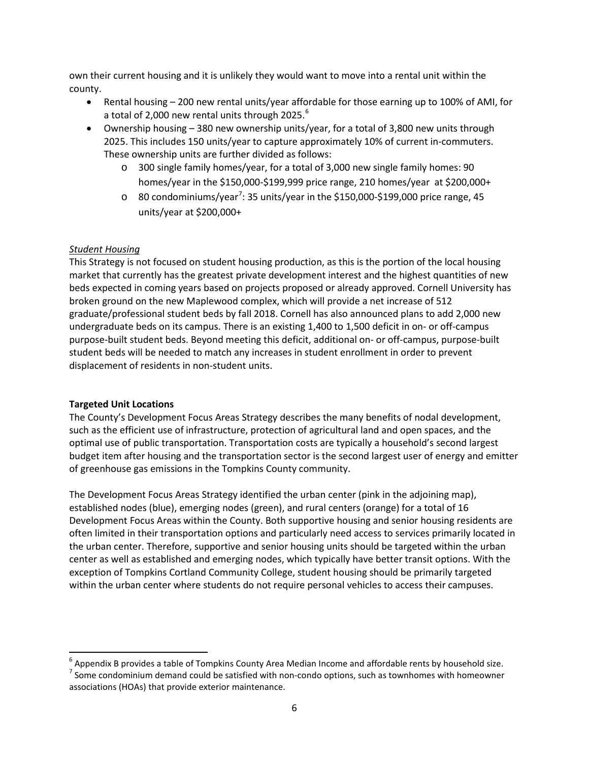own their current housing and it is unlikely they would want to move into a rental unit within the county.

- Rental housing – 200 new rental units/year affordable for those earning up to 100% of AMI, for a total of 2,000 new rental units through 2025.[6]
- Ownership housing – 380 new ownership units/year, for a total of 3,800 new units through 2025. This includes 150 units/year to capture approximately 10% of current in-commuters. These ownership units are further divided as follows:
  - 300 single family homes/year, for a total of 3,000 new single family homes: 90 homes/year in the $150,000-$199,999 price range, 210 homes/year at $200,000+
  - 80 condominiums/year[7]: 35 units/year in the $150,000-$199,000 price range, 45 units/year at $200,000+

*Student Housing*

This Strategy is not focused on student housing production, as this is the portion of the local housing market that currently has the greatest private development interest and the highest quantities of new beds expected in coming years based on projects proposed or already approved. Cornell University has broken ground on the new Maplewood complex, which will provide a net increase of 512 graduate/professional student beds by fall 2018. Cornell has also announced plans to add 2,000 new undergraduate beds on its campus. There is an existing 1,400 to 1,500 deficit in on- or off-campus purpose-built student beds. Beyond meeting this deficit, additional on- or off-campus, purpose-built student beds will be needed to match any increases in student enrollment in order to prevent displacement of residents in non-student units.

**Targeted Unit Locations**

The County's Development Focus Areas Strategy describes the many benefits of nodal development, such as the efficient use of infrastructure, protection of agricultural land and open spaces, and the optimal use of public transportation. Transportation costs are typically a household's second largest budget item after housing and the transportation sector is the second largest user of energy and emitter of greenhouse gas emissions in the Tompkins County community.

The Development Focus Areas Strategy identified the urban center (pink in the adjoining map), established nodes (blue), emerging nodes (green), and rural centers (orange) for a total of 16 Development Focus Areas within the County. Both supportive housing and senior housing residents are often limited in their transportation options and particularly need access to services primarily located in the urban center. Therefore, supportive and senior housing units should be targeted within the urban center as well as established and emerging nodes, which typically have better transit options. With the exception of Tompkins Cortland Community College, student housing should be primarily targeted within the urban center where students do not require personal vehicles to access their campuses.

---

[6] Appendix B provides a table of Tompkins County Area Median Income and affordable rents by household size.

[7] Some condominium demand could be satisfied with non-condo options, such as townhomes with homeowner associations (HOAs) that provide exterior maintenance.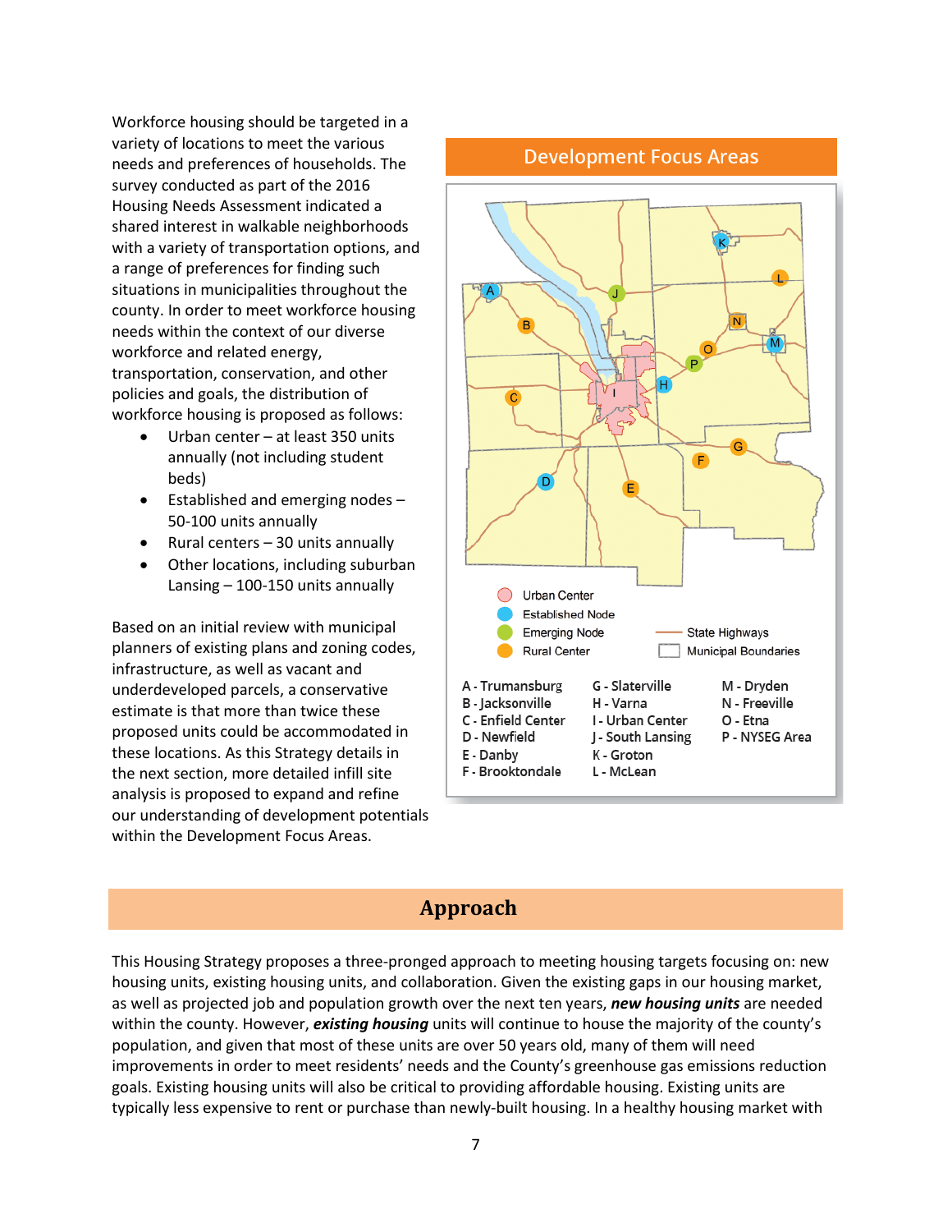Workforce housing should be targeted in a variety of locations to meet the various needs and preferences of households. The survey conducted as part of the 2016 Housing Needs Assessment indicated a shared interest in walkable neighborhoods with a variety of transportation options, and a range of preferences for finding such situations in municipalities throughout the county. In order to meet workforce housing needs within the context of our diverse workforce and related energy, transportation, conservation, and other policies and goals, the distribution of workforce housing is proposed as follows:

- Urban center – at least 350 units annually (not including student beds)
- Established and emerging nodes – 50-100 units annually
- Rural centers – 30 units annually
- Other locations, including suburban Lansing – 100-150 units annually

Based on an initial review with municipal planners of existing plans and zoning codes, infrastructure, as well as vacant and underdeveloped parcels, a conservative estimate is that more than twice these proposed units could be accommodated in these locations. As this Strategy details in the next section, more detailed infill site analysis is proposed to expand and refine our understanding of development potentials within the Development Focus Areas.

**Development Focus Areas**

Urban Center
Established Node
Emerging Node
Rural Center
State Highways
Municipal Boundaries

A - Trumansburg
B - Jacksonville
C - Enfield Center
D - Newfield
E - Danby
F - Brooktondale
G - Slaterville
H - Varna
I - Urban Center
J - South Lansing
K - Groton
L - McLean
M - Dryden
N - Freeville
O - Etna
P - NYSEG Area

## Approach

This Housing Strategy proposes a three-pronged approach to meeting housing targets focusing on: new housing units, existing housing units, and collaboration. Given the existing gaps in our housing market, as well as projected job and population growth over the next ten years, ***new housing units*** are needed within the county. However, ***existing housing*** units will continue to house the majority of the county's population, and given that most of these units are over 50 years old, many of them will need improvements in order to meet residents' needs and the County's greenhouse gas emissions reduction goals. Existing housing units will also be critical to providing affordable housing. Existing units are typically less expensive to rent or purchase than newly-built housing. In a healthy housing market with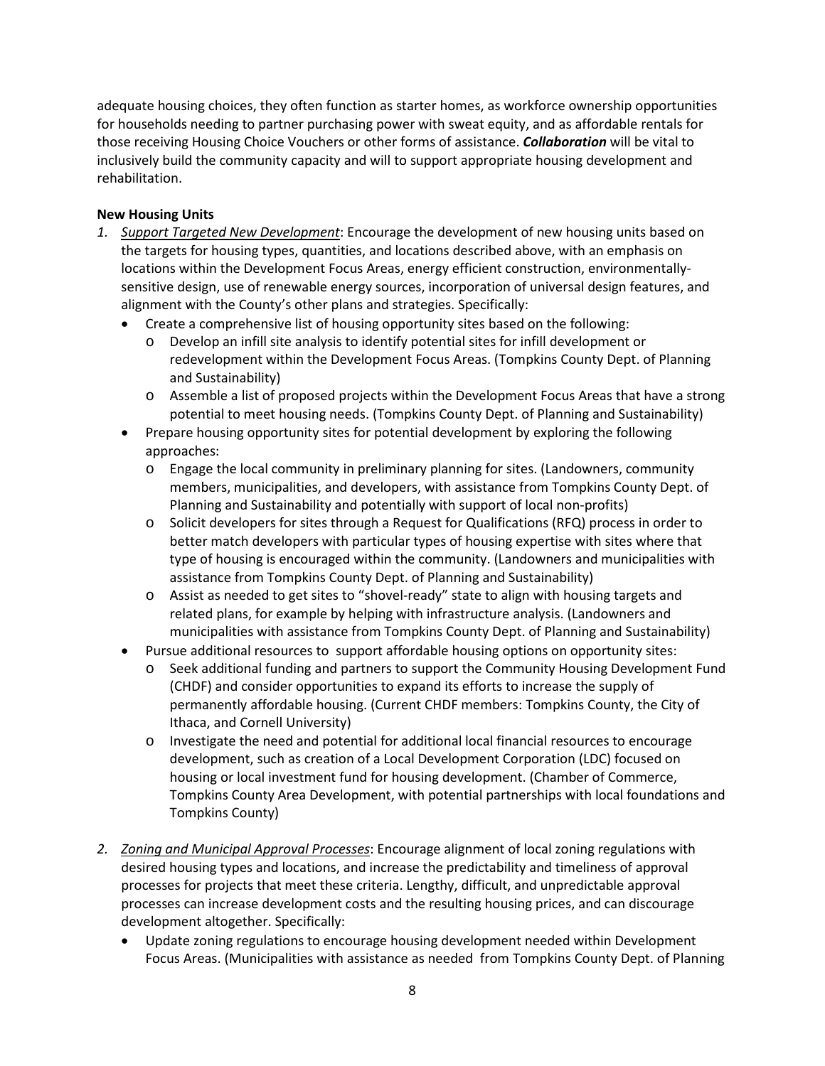adequate housing choices, they often function as starter homes, as workforce ownership opportunities for households needing to partner purchasing power with sweat equity, and as affordable rentals for those receiving Housing Choice Vouchers or other forms of assistance. ***Collaboration*** will be vital to inclusively build the community capacity and will to support appropriate housing development and rehabilitation.

**New Housing Units**

1. <u>Support Targeted New Development</u>: Encourage the development of new housing units based on the targets for housing types, quantities, and locations described above, with an emphasis on locations within the Development Focus Areas, energy efficient construction, environmentally-sensitive design, use of renewable energy sources, incorporation of universal design features, and alignment with the County's other plans and strategies. Specifically:
   - Create a comprehensive list of housing opportunity sites based on the following:
     - Develop an infill site analysis to identify potential sites for infill development or redevelopment within the Development Focus Areas. (Tompkins County Dept. of Planning and Sustainability)
     - Assemble a list of proposed projects within the Development Focus Areas that have a strong potential to meet housing needs. (Tompkins County Dept. of Planning and Sustainability)
   - Prepare housing opportunity sites for potential development by exploring the following approaches:
     - Engage the local community in preliminary planning for sites. (Landowners, community members, municipalities, and developers, with assistance from Tompkins County Dept. of Planning and Sustainability and potentially with support of local non-profits)
     - Solicit developers for sites through a Request for Qualifications (RFQ) process in order to better match developers with particular types of housing expertise with sites where that type of housing is encouraged within the community. (Landowners and municipalities with assistance from Tompkins County Dept. of Planning and Sustainability)
     - Assist as needed to get sites to "shovel-ready" state to align with housing targets and related plans, for example by helping with infrastructure analysis. (Landowners and municipalities with assistance from Tompkins County Dept. of Planning and Sustainability)
   - Pursue additional resources to support affordable housing options on opportunity sites:
     - Seek additional funding and partners to support the Community Housing Development Fund (CHDF) and consider opportunities to expand its efforts to increase the supply of permanently affordable housing. (Current CHDF members: Tompkins County, the City of Ithaca, and Cornell University)
     - Investigate the need and potential for additional local financial resources to encourage development, such as creation of a Local Development Corporation (LDC) focused on housing or local investment fund for housing development. (Chamber of Commerce, Tompkins County Area Development, with potential partnerships with local foundations and Tompkins County)

2. <u>Zoning and Municipal Approval Processes</u>: Encourage alignment of local zoning regulations with desired housing types and locations, and increase the predictability and timeliness of approval processes for projects that meet these criteria. Lengthy, difficult, and unpredictable approval processes can increase development costs and the resulting housing prices, and can discourage development altogether. Specifically:
   - Update zoning regulations to encourage housing development needed within Development Focus Areas. (Municipalities with assistance as needed from Tompkins County Dept. of Planning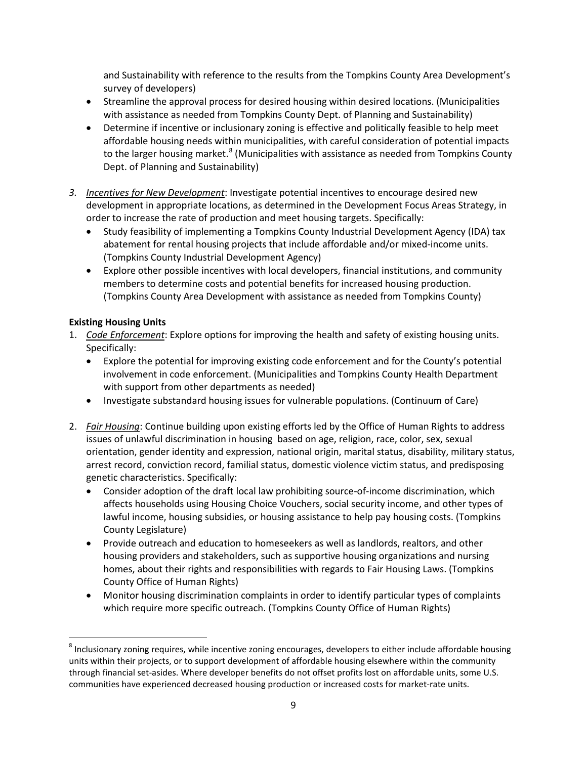and Sustainability with reference to the results from the Tompkins County Area Development's survey of developers)

- Streamline the approval process for desired housing within desired locations. (Municipalities with assistance as needed from Tompkins County Dept. of Planning and Sustainability)
- Determine if incentive or inclusionary zoning is effective and politically feasible to help meet affordable housing needs within municipalities, with careful consideration of potential impacts to the larger housing market.[8] (Municipalities with assistance as needed from Tompkins County Dept. of Planning and Sustainability)

3. *Incentives for New Development*: Investigate potential incentives to encourage desired new development in appropriate locations, as determined in the Development Focus Areas Strategy, in order to increase the rate of production and meet housing targets. Specifically:
   - Study feasibility of implementing a Tompkins County Industrial Development Agency (IDA) tax abatement for rental housing projects that include affordable and/or mixed-income units. (Tompkins County Industrial Development Agency)
   - Explore other possible incentives with local developers, financial institutions, and community members to determine costs and potential benefits for increased housing production. (Tompkins County Area Development with assistance as needed from Tompkins County)

**Existing Housing Units**

1. *Code Enforcement*: Explore options for improving the health and safety of existing housing units. Specifically:
   - Explore the potential for improving existing code enforcement and for the County's potential involvement in code enforcement. (Municipalities and Tompkins County Health Department with support from other departments as needed)
   - Investigate substandard housing issues for vulnerable populations. (Continuum of Care)

2. *Fair Housing*: Continue building upon existing efforts led by the Office of Human Rights to address issues of unlawful discrimination in housing based on age, religion, race, color, sex, sexual orientation, gender identity and expression, national origin, marital status, disability, military status, arrest record, conviction record, familial status, domestic violence victim status, and predisposing genetic characteristics. Specifically:
   - Consider adoption of the draft local law prohibiting source-of-income discrimination, which affects households using Housing Choice Vouchers, social security income, and other types of lawful income, housing subsidies, or housing assistance to help pay housing costs. (Tompkins County Legislature)
   - Provide outreach and education to homeseekers as well as landlords, realtors, and other housing providers and stakeholders, such as supportive housing organizations and nursing homes, about their rights and responsibilities with regards to Fair Housing Laws. (Tompkins County Office of Human Rights)
   - Monitor housing discrimination complaints in order to identify particular types of complaints which require more specific outreach. (Tompkins County Office of Human Rights)

[8] Inclusionary zoning requires, while incentive zoning encourages, developers to either include affordable housing units within their projects, or to support development of affordable housing elsewhere within the community through financial set-asides. Where developer benefits do not offset profits lost on affordable units, some U.S. communities have experienced decreased housing production or increased costs for market-rate units.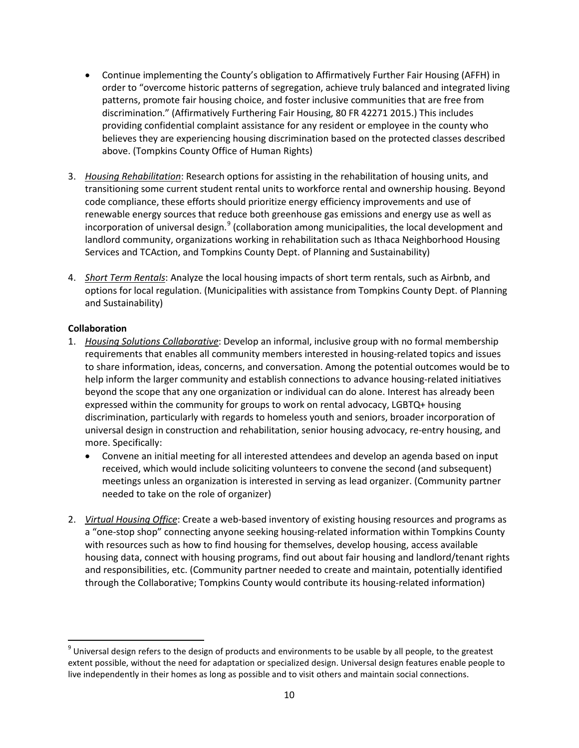- Continue implementing the County's obligation to Affirmatively Further Fair Housing (AFFH) in order to "overcome historic patterns of segregation, achieve truly balanced and integrated living patterns, promote fair housing choice, and foster inclusive communities that are free from discrimination." (Affirmatively Furthering Fair Housing, 80 FR 42271 2015.) This includes providing confidential complaint assistance for any resident or employee in the county who believes they are experiencing housing discrimination based on the protected classes described above. (Tompkins County Office of Human Rights)

3. *Housing Rehabilitation*: Research options for assisting in the rehabilitation of housing units, and transitioning some current student rental units to workforce rental and ownership housing. Beyond code compliance, these efforts should prioritize energy efficiency improvements and use of renewable energy sources that reduce both greenhouse gas emissions and energy use as well as incorporation of universal design.[9] (collaboration among municipalities, the local development and landlord community, organizations working in rehabilitation such as Ithaca Neighborhood Housing Services and TCAction, and Tompkins County Dept. of Planning and Sustainability)

4. *Short Term Rentals*: Analyze the local housing impacts of short term rentals, such as Airbnb, and options for local regulation. (Municipalities with assistance from Tompkins County Dept. of Planning and Sustainability)

**Collaboration**

1. *Housing Solutions Collaborative*: Develop an informal, inclusive group with no formal membership requirements that enables all community members interested in housing-related topics and issues to share information, ideas, concerns, and conversation. Among the potential outcomes would be to help inform the larger community and establish connections to advance housing-related initiatives beyond the scope that any one organization or individual can do alone. Interest has already been expressed within the community for groups to work on rental advocacy, LGBTQ+ housing discrimination, particularly with regards to homeless youth and seniors, broader incorporation of universal design in construction and rehabilitation, senior housing advocacy, re-entry housing, and more. Specifically:
   - Convene an initial meeting for all interested attendees and develop an agenda based on input received, which would include soliciting volunteers to convene the second (and subsequent) meetings unless an organization is interested in serving as lead organizer. (Community partner needed to take on the role of organizer)

2. *Virtual Housing Office*: Create a web-based inventory of existing housing resources and programs as a "one-stop shop" connecting anyone seeking housing-related information within Tompkins County with resources such as how to find housing for themselves, develop housing, access available housing data, connect with housing programs, find out about fair housing and landlord/tenant rights and responsibilities, etc. (Community partner needed to create and maintain, potentially identified through the Collaborative; Tompkins County would contribute its housing-related information)

---

[9] Universal design refers to the design of products and environments to be usable by all people, to the greatest extent possible, without the need for adaptation or specialized design. Universal design features enable people to live independently in their homes as long as possible and to visit others and maintain social connections.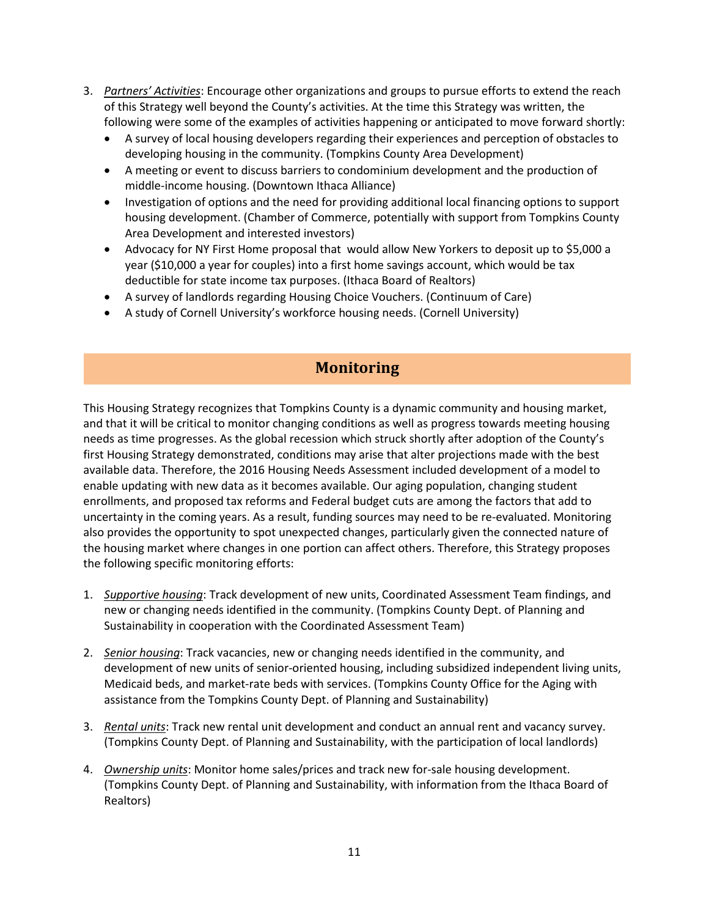3. *Partners' Activities*: Encourage other organizations and groups to pursue efforts to extend the reach of this Strategy well beyond the County's activities. At the time this Strategy was written, the following were some of the examples of activities happening or anticipated to move forward shortly:
   - A survey of local housing developers regarding their experiences and perception of obstacles to developing housing in the community. (Tompkins County Area Development)
   - A meeting or event to discuss barriers to condominium development and the production of middle-income housing. (Downtown Ithaca Alliance)
   - Investigation of options and the need for providing additional local financing options to support housing development. (Chamber of Commerce, potentially with support from Tompkins County Area Development and interested investors)
   - Advocacy for NY First Home proposal that would allow New Yorkers to deposit up to $5,000 a year ($10,000 a year for couples) into a first home savings account, which would be tax deductible for state income tax purposes. (Ithaca Board of Realtors)
   - A survey of landlords regarding Housing Choice Vouchers. (Continuum of Care)
   - A study of Cornell University's workforce housing needs. (Cornell University)

## Monitoring

This Housing Strategy recognizes that Tompkins County is a dynamic community and housing market, and that it will be critical to monitor changing conditions as well as progress towards meeting housing needs as time progresses. As the global recession which struck shortly after adoption of the County's first Housing Strategy demonstrated, conditions may arise that alter projections made with the best available data. Therefore, the 2016 Housing Needs Assessment included development of a model to enable updating with new data as it becomes available. Our aging population, changing student enrollments, and proposed tax reforms and Federal budget cuts are among the factors that add to uncertainty in the coming years. As a result, funding sources may need to be re-evaluated. Monitoring also provides the opportunity to spot unexpected changes, particularly given the connected nature of the housing market where changes in one portion can affect others. Therefore, this Strategy proposes the following specific monitoring efforts:

1. *Supportive housing*: Track development of new units, Coordinated Assessment Team findings, and new or changing needs identified in the community. (Tompkins County Dept. of Planning and Sustainability in cooperation with the Coordinated Assessment Team)

2. *Senior housing*: Track vacancies, new or changing needs identified in the community, and development of new units of senior-oriented housing, including subsidized independent living units, Medicaid beds, and market-rate beds with services. (Tompkins County Office for the Aging with assistance from the Tompkins County Dept. of Planning and Sustainability)

3. *Rental units*: Track new rental unit development and conduct an annual rent and vacancy survey. (Tompkins County Dept. of Planning and Sustainability, with the participation of local landlords)

4. *Ownership units*: Monitor home sales/prices and track new for-sale housing development. (Tompkins County Dept. of Planning and Sustainability, with information from the Ithaca Board of Realtors)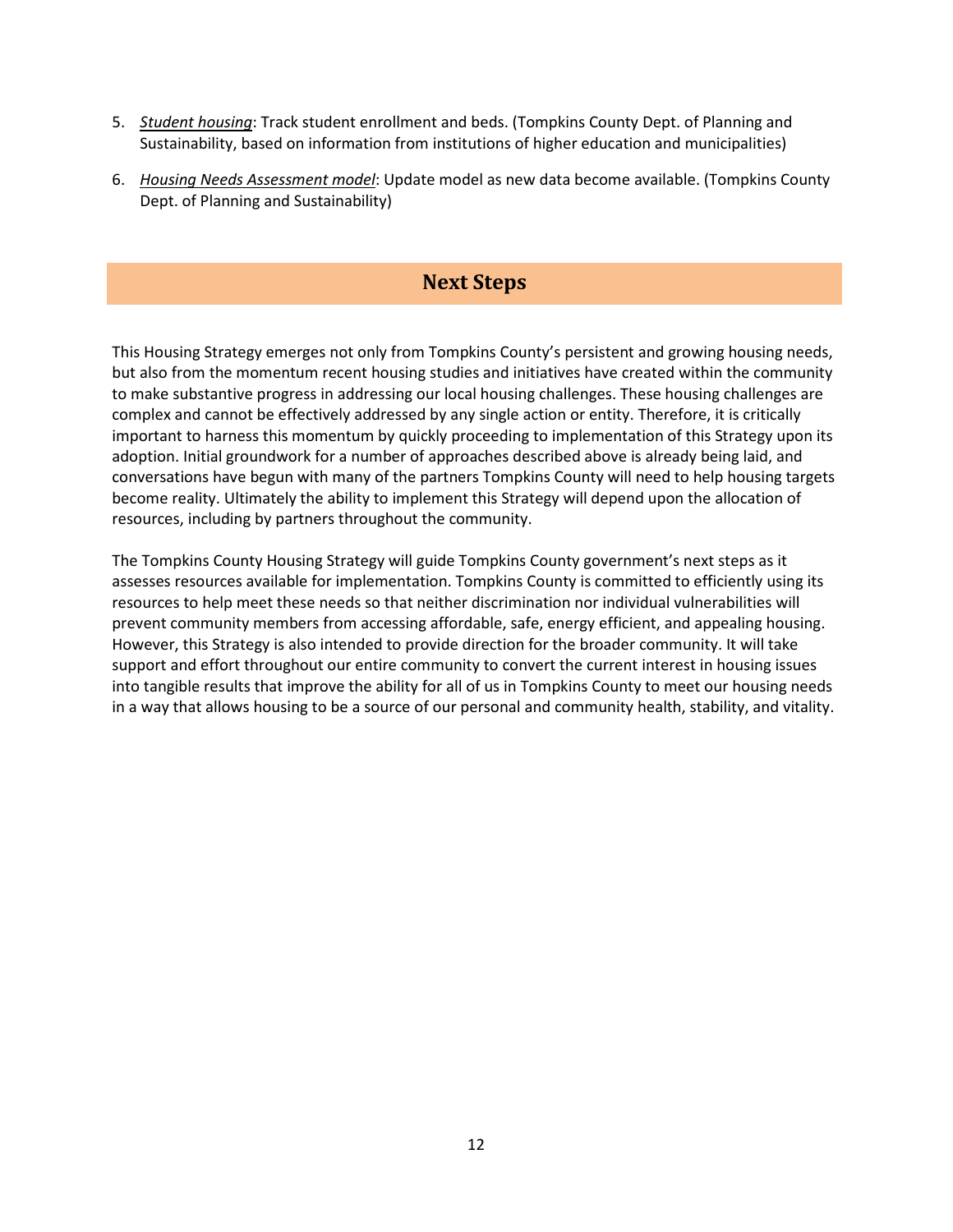5. *Student housing*: Track student enrollment and beds. (Tompkins County Dept. of Planning and Sustainability, based on information from institutions of higher education and municipalities)
6. *Housing Needs Assessment model*: Update model as new data become available. (Tompkins County Dept. of Planning and Sustainability)

## Next Steps

This Housing Strategy emerges not only from Tompkins County's persistent and growing housing needs, but also from the momentum recent housing studies and initiatives have created within the community to make substantive progress in addressing our local housing challenges. These housing challenges are complex and cannot be effectively addressed by any single action or entity. Therefore, it is critically important to harness this momentum by quickly proceeding to implementation of this Strategy upon its adoption. Initial groundwork for a number of approaches described above is already being laid, and conversations have begun with many of the partners Tompkins County will need to help housing targets become reality. Ultimately the ability to implement this Strategy will depend upon the allocation of resources, including by partners throughout the community.

The Tompkins County Housing Strategy will guide Tompkins County government's next steps as it assesses resources available for implementation. Tompkins County is committed to efficiently using its resources to help meet these needs so that neither discrimination nor individual vulnerabilities will prevent community members from accessing affordable, safe, energy efficient, and appealing housing. However, this Strategy is also intended to provide direction for the broader community. It will take support and effort throughout our entire community to convert the current interest in housing issues into tangible results that improve the ability for all of us in Tompkins County to meet our housing needs in a way that allows housing to be a source of our personal and community health, stability, and vitality.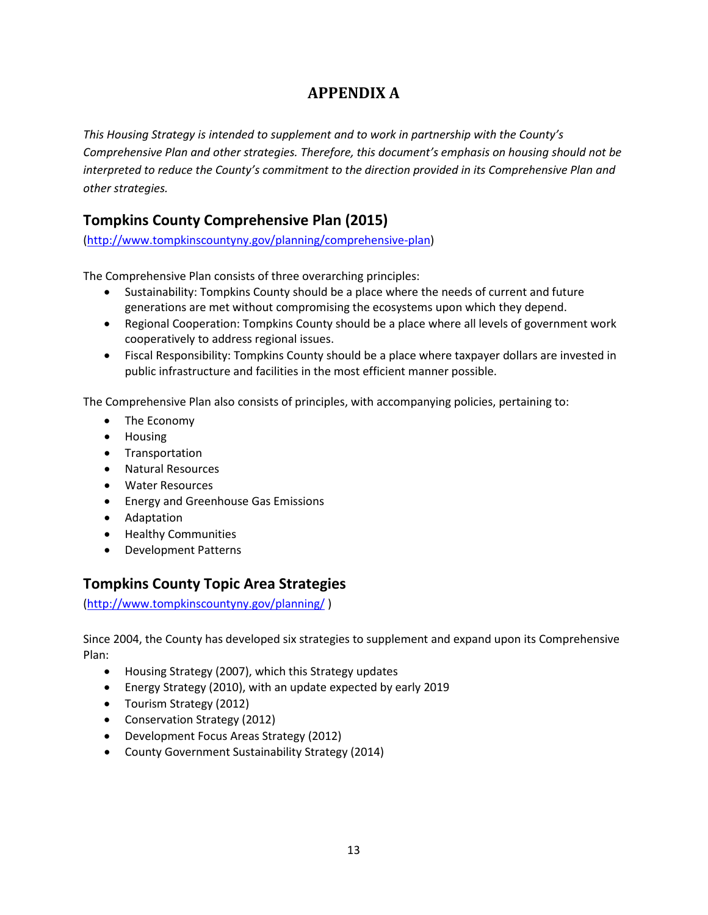# APPENDIX A

*This Housing Strategy is intended to supplement and to work in partnership with the County's Comprehensive Plan and other strategies. Therefore, this document's emphasis on housing should not be interpreted to reduce the County's commitment to the direction provided in its Comprehensive Plan and other strategies.*

## Tompkins County Comprehensive Plan (2015)

(http://www.tompkinscountyny.gov/planning/comprehensive-plan)

The Comprehensive Plan consists of three overarching principles:

- Sustainability: Tompkins County should be a place where the needs of current and future generations are met without compromising the ecosystems upon which they depend.
- Regional Cooperation: Tompkins County should be a place where all levels of government work cooperatively to address regional issues.
- Fiscal Responsibility: Tompkins County should be a place where taxpayer dollars are invested in public infrastructure and facilities in the most efficient manner possible.

The Comprehensive Plan also consists of principles, with accompanying policies, pertaining to:

- The Economy
- Housing
- Transportation
- Natural Resources
- Water Resources
- Energy and Greenhouse Gas Emissions
- Adaptation
- Healthy Communities
- Development Patterns

## Tompkins County Topic Area Strategies

(http://www.tompkinscountyny.gov/planning/ )

Since 2004, the County has developed six strategies to supplement and expand upon its Comprehensive Plan:

- Housing Strategy (2007), which this Strategy updates
- Energy Strategy (2010), with an update expected by early 2019
- Tourism Strategy (2012)
- Conservation Strategy (2012)
- Development Focus Areas Strategy (2012)
- County Government Sustainability Strategy (2014)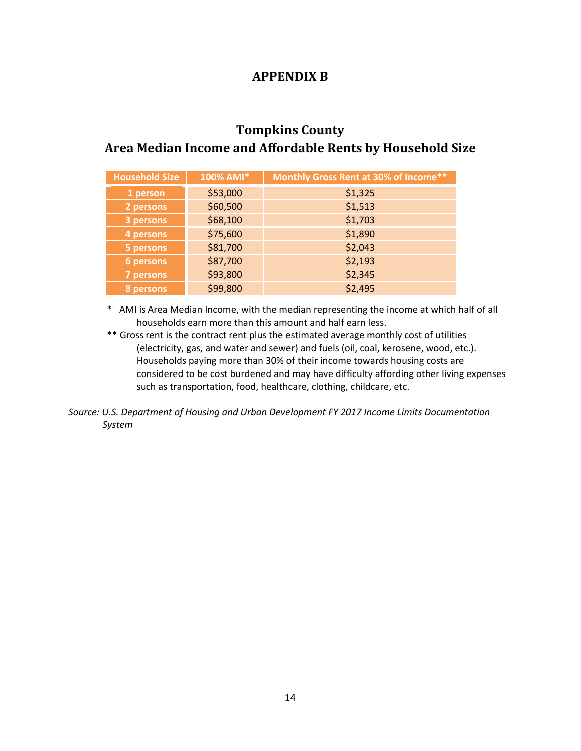# APPENDIX B

## Tompkins County
## Area Median Income and Affordable Rents by Household Size

| Household Size | 100% AMI* | Monthly Gross Rent at 30% of Income** |
|---|---|---|
| 1 person | $53,000 | $1,325 |
| 2 persons | $60,500 | $1,513 |
| 3 persons | $68,100 | $1,703 |
| 4 persons | $75,600 | $1,890 |
| 5 persons | $81,700 | $2,043 |
| 6 persons | $87,700 | $2,193 |
| 7 persons | $93,800 | $2,345 |
| 8 persons | $99,800 | $2,495 |

\* AMI is Area Median Income, with the median representing the income at which half of all households earn more than this amount and half earn less.

\** Gross rent is the contract rent plus the estimated average monthly cost of utilities (electricity, gas, and water and sewer) and fuels (oil, coal, kerosene, wood, etc.). Households paying more than 30% of their income towards housing costs are considered to be cost burdened and may have difficulty affording other living expenses such as transportation, food, healthcare, clothing, childcare, etc.

*Source: U.S. Department of Housing and Urban Development FY 2017 Income Limits Documentation System*